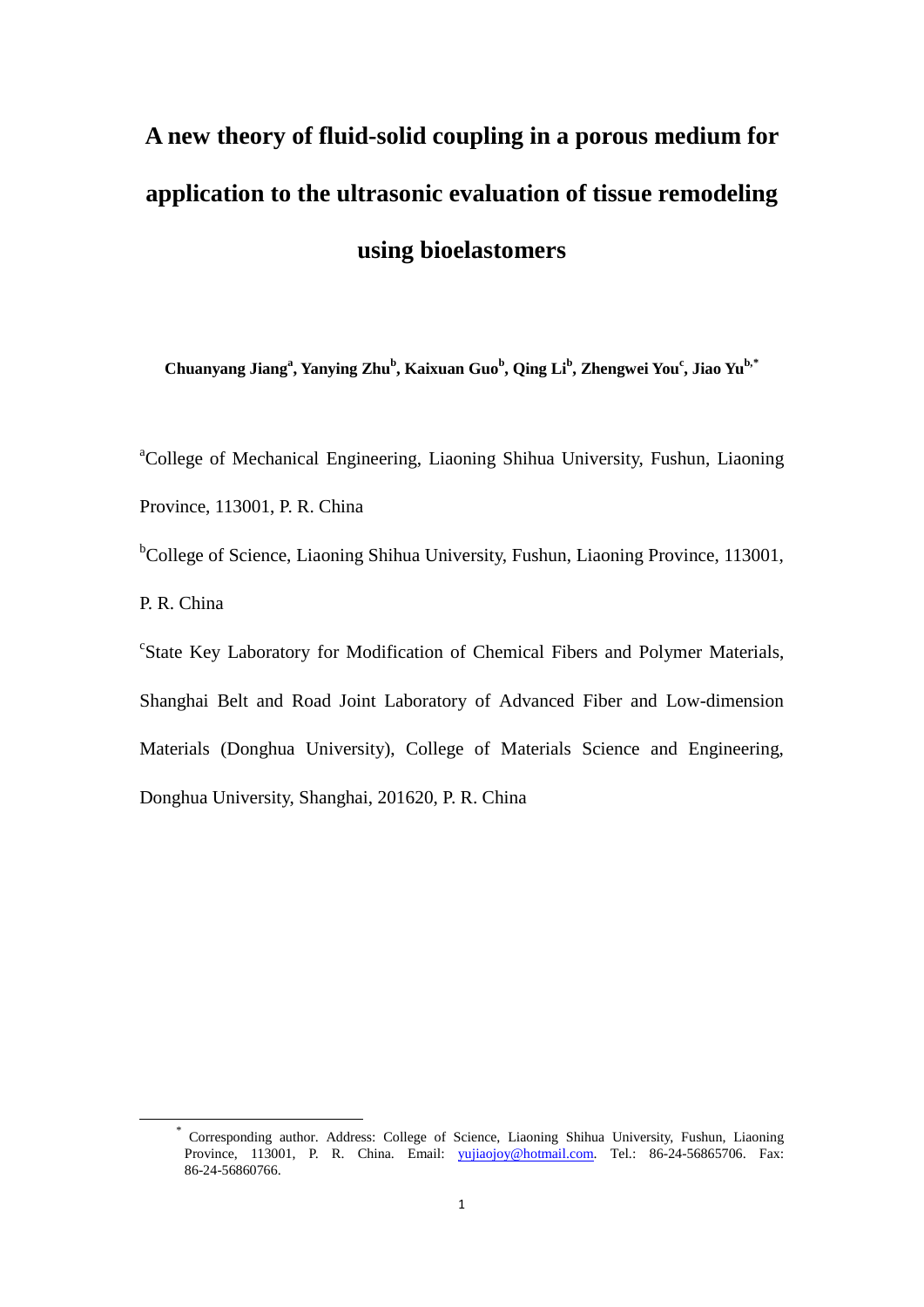# A new theory of fluid-solid coupling in a porous medium for application to the ultrasonic evaluation of tissue remodeling using bioelastomers

**Chuanyang Jiang[a], Yanying Zhu[b], Kaixuan Guo[b], Qing Li[b], Zhengwei You[c], Jiao Yu[b,*]**

[a]College of Mechanical Engineering, Liaoning Shihua University, Fushun, Liaoning Province, 113001, P. R. China

[b]College of Science, Liaoning Shihua University, Fushun, Liaoning Province, 113001, P. R. China

[c]State Key Laboratory for Modification of Chemical Fibers and Polymer Materials, Shanghai Belt and Road Joint Laboratory of Advanced Fiber and Low-dimension Materials (Donghua University), College of Materials Science and Engineering, Donghua University, Shanghai, 201620, P. R. China

[*] Corresponding author. Address: College of Science, Liaoning Shihua University, Fushun, Liaoning Province, 113001, P. R. China. Email: yujiaojoy@hotmail.com. Tel.: 86-24-56865706. Fax: 86-24-56860766.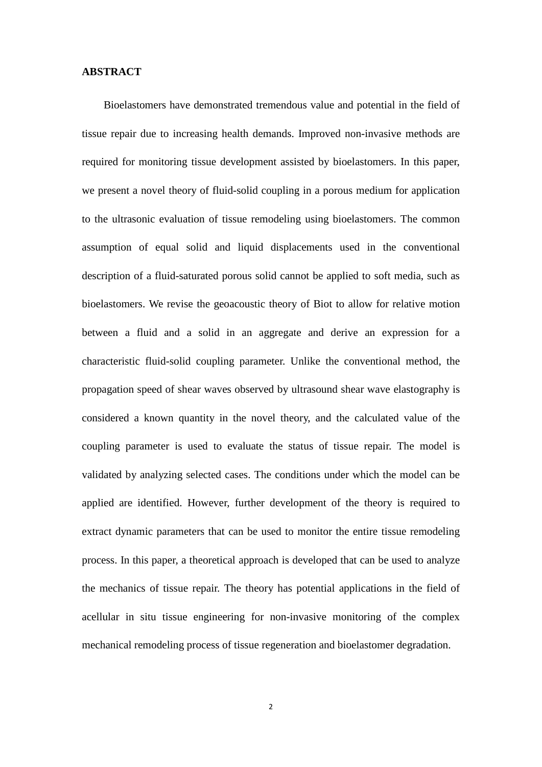## ABSTRACT

Bioelastomers have demonstrated tremendous value and potential in the field of tissue repair due to increasing health demands. Improved non-invasive methods are required for monitoring tissue development assisted by bioelastomers. In this paper, we present a novel theory of fluid-solid coupling in a porous medium for application to the ultrasonic evaluation of tissue remodeling using bioelastomers. The common assumption of equal solid and liquid displacements used in the conventional description of a fluid-saturated porous solid cannot be applied to soft media, such as bioelastomers. We revise the geoacoustic theory of Biot to allow for relative motion between a fluid and a solid in an aggregate and derive an expression for a characteristic fluid-solid coupling parameter. Unlike the conventional method, the propagation speed of shear waves observed by ultrasound shear wave elastography is considered a known quantity in the novel theory, and the calculated value of the coupling parameter is used to evaluate the status of tissue repair. The model is validated by analyzing selected cases. The conditions under which the model can be applied are identified. However, further development of the theory is required to extract dynamic parameters that can be used to monitor the entire tissue remodeling process. In this paper, a theoretical approach is developed that can be used to analyze the mechanics of tissue repair. The theory has potential applications in the field of acellular in situ tissue engineering for non-invasive monitoring of the complex mechanical remodeling process of tissue regeneration and bioelastomer degradation.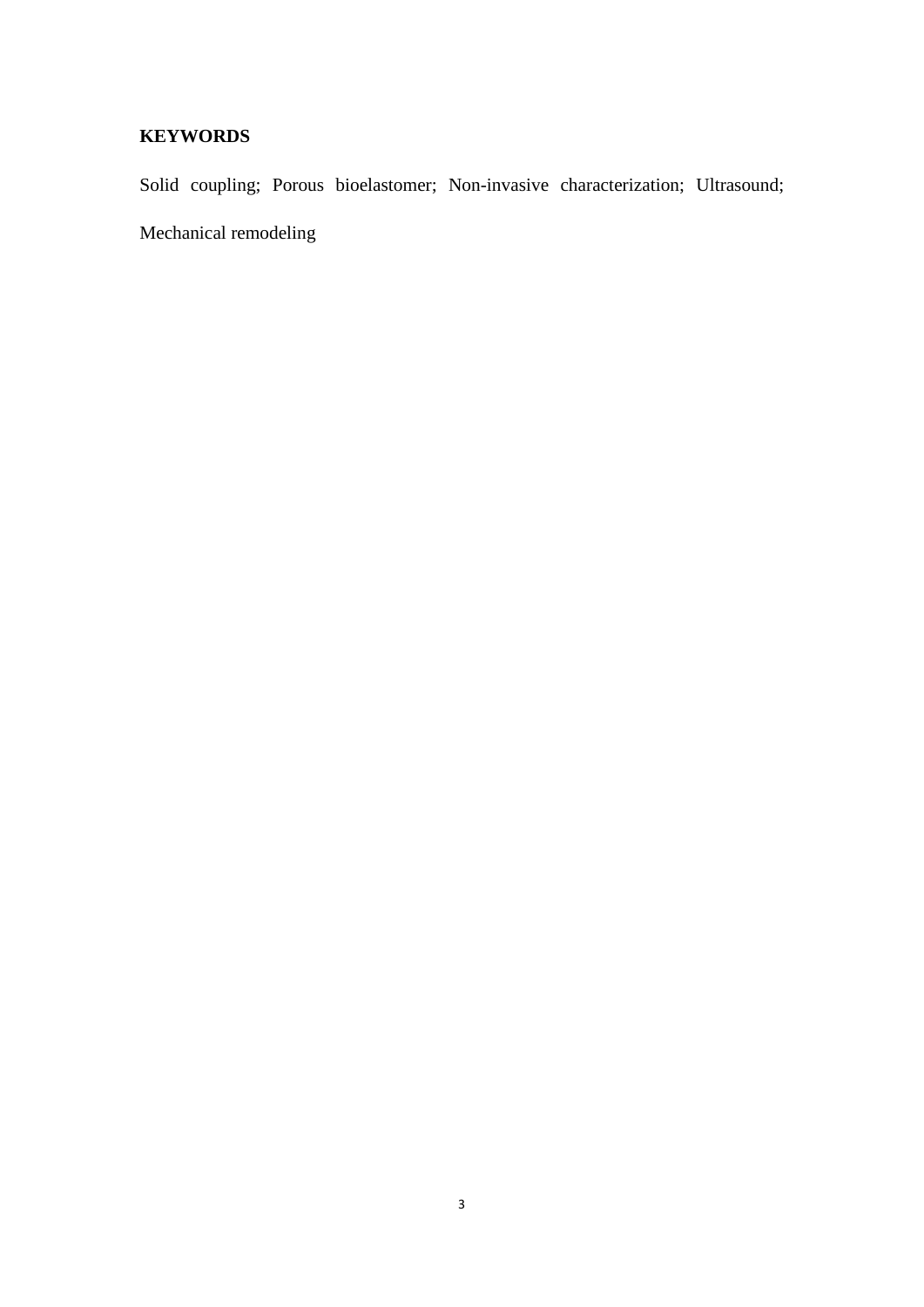**KEYWORDS**

Solid coupling; Porous bioelastomer; Non-invasive characterization; Ultrasound; Mechanical remodeling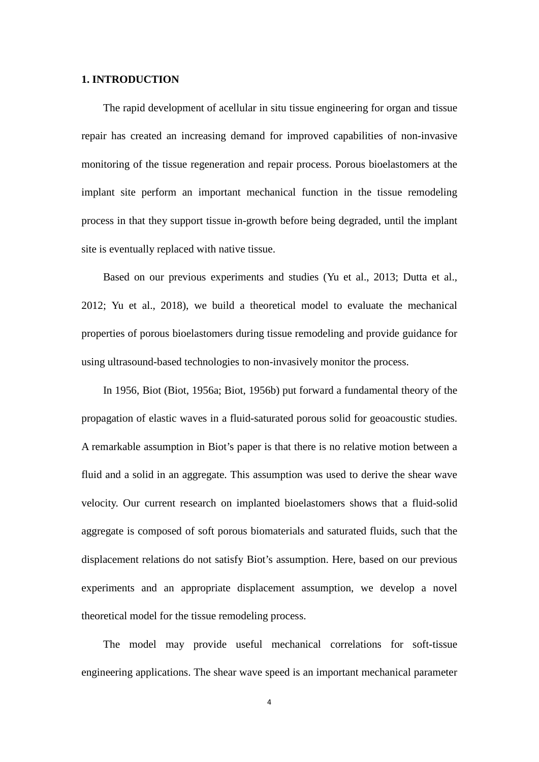## 1. INTRODUCTION

The rapid development of acellular in situ tissue engineering for organ and tissue repair has created an increasing demand for improved capabilities of non-invasive monitoring of the tissue regeneration and repair process. Porous bioelastomers at the implant site perform an important mechanical function in the tissue remodeling process in that they support tissue in-growth before being degraded, until the implant site is eventually replaced with native tissue.

Based on our previous experiments and studies (Yu et al., 2013; Dutta et al., 2012; Yu et al., 2018), we build a theoretical model to evaluate the mechanical properties of porous bioelastomers during tissue remodeling and provide guidance for using ultrasound-based technologies to non-invasively monitor the process.

In 1956, Biot (Biot, 1956a; Biot, 1956b) put forward a fundamental theory of the propagation of elastic waves in a fluid-saturated porous solid for geoacoustic studies. A remarkable assumption in Biot's paper is that there is no relative motion between a fluid and a solid in an aggregate. This assumption was used to derive the shear wave velocity. Our current research on implanted bioelastomers shows that a fluid-solid aggregate is composed of soft porous biomaterials and saturated fluids, such that the displacement relations do not satisfy Biot's assumption. Here, based on our previous experiments and an appropriate displacement assumption, we develop a novel theoretical model for the tissue remodeling process.

The model may provide useful mechanical correlations for soft-tissue engineering applications. The shear wave speed is an important mechanical parameter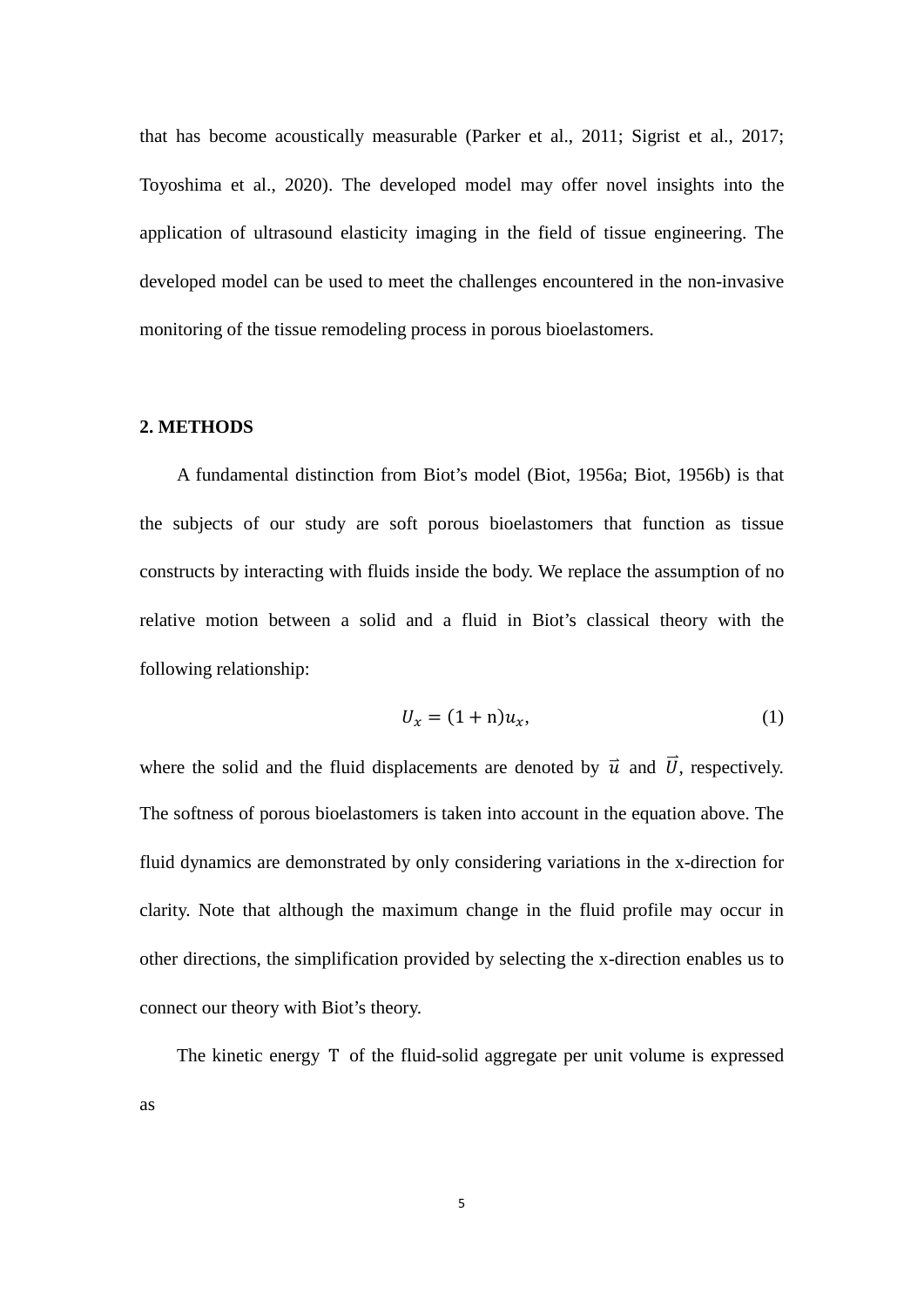that has become acoustically measurable (Parker et al., 2011; Sigrist et al., 2017; Toyoshima et al., 2020). The developed model may offer novel insights into the application of ultrasound elasticity imaging in the field of tissue engineering. The developed model can be used to meet the challenges encountered in the non-invasive monitoring of the tissue remodeling process in porous bioelastomers.

## 2. METHODS

A fundamental distinction from Biot's model (Biot, 1956a; Biot, 1956b) is that the subjects of our study are soft porous bioelastomers that function as tissue constructs by interacting with fluids inside the body. We replace the assumption of no relative motion between a solid and a fluid in Biot's classical theory with the following relationship:

$$U_x = (1 + \mathrm{n})u_x, \tag{1}$$

where the solid and the fluid displacements are denoted by $\vec{u}$ and $\vec{U}$, respectively. The softness of porous bioelastomers is taken into account in the equation above. The fluid dynamics are demonstrated by only considering variations in the x-direction for clarity. Note that although the maximum change in the fluid profile may occur in other directions, the simplification provided by selecting the x-direction enables us to connect our theory with Biot's theory.

The kinetic energy $\mathrm{T}$ of the fluid-solid aggregate per unit volume is expressed as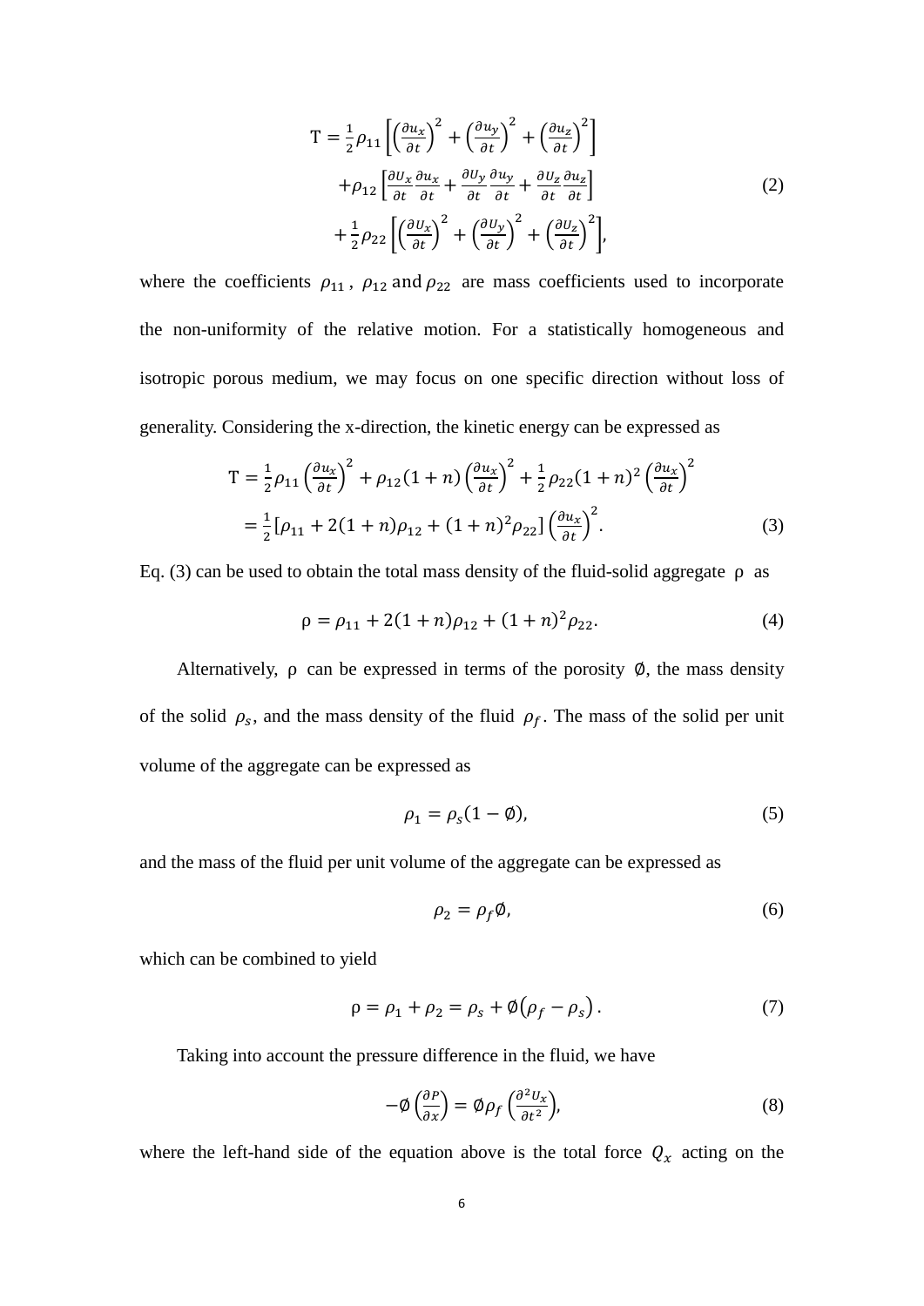$$
\begin{aligned}
\mathrm{T} = &\frac{1}{2}\rho_{11}\left[\left(\frac{\partial u_x}{\partial t}\right)^2 + \left(\frac{\partial u_y}{\partial t}\right)^2 + \left(\frac{\partial u_z}{\partial t}\right)^2\right] \\
&+\rho_{12}\left[\frac{\partial U_x}{\partial t}\frac{\partial u_x}{\partial t} + \frac{\partial U_y}{\partial t}\frac{\partial u_y}{\partial t} + \frac{\partial U_z}{\partial t}\frac{\partial u_z}{\partial t}\right] \\
&+\frac{1}{2}\rho_{22}\left[\left(\frac{\partial U_x}{\partial t}\right)^2 + \left(\frac{\partial U_y}{\partial t}\right)^2 + \left(\frac{\partial U_z}{\partial t}\right)^2\right],
\end{aligned}
\tag{2}
$$

where the coefficients $\rho_{11}$, $\rho_{12}$ and $\rho_{22}$ are mass coefficients used to incorporate the non-uniformity of the relative motion. For a statistically homogeneous and isotropic porous medium, we may focus on one specific direction without loss of generality. Considering the x-direction, the kinetic energy can be expressed as

$$
\begin{aligned}
\mathrm{T} &= \frac{1}{2}\rho_{11}\left(\frac{\partial u_x}{\partial t}\right)^2 + \rho_{12}(1+n)\left(\frac{\partial u_x}{\partial t}\right)^2 + \frac{1}{2}\rho_{22}(1+n)^2\left(\frac{\partial u_x}{\partial t}\right)^2 \\
&= \frac{1}{2}\left[\rho_{11} + 2(1+n)\rho_{12} + (1+n)^2\rho_{22}\right]\left(\frac{\partial u_x}{\partial t}\right)^2.
\end{aligned}
\tag{3}
$$

Eq. (3) can be used to obtain the total mass density of the fluid-solid aggregate $\rho$ as

$$
\rho = \rho_{11} + 2(1+n)\rho_{12} + (1+n)^2\rho_{22}. \tag{4}
$$

Alternatively, $\rho$ can be expressed in terms of the porosity $\emptyset$, the mass density of the solid $\rho_s$, and the mass density of the fluid $\rho_f$. The mass of the solid per unit volume of the aggregate can be expressed as

$$
\rho_1 = \rho_s(1-\emptyset), \tag{5}
$$

and the mass of the fluid per unit volume of the aggregate can be expressed as

$$
\rho_2 = \rho_f\emptyset, \tag{6}
$$

which can be combined to yield

$$
\rho = \rho_1 + \rho_2 = \rho_s + \emptyset\left(\rho_f - \rho_s\right). \tag{7}
$$

Taking into account the pressure difference in the fluid, we have

$$
-\emptyset\left(\frac{\partial P}{\partial x}\right) = \emptyset\rho_f\left(\frac{\partial^2 U_x}{\partial t^2}\right), \tag{8}
$$

where the left-hand side of the equation above is the total force $Q_x$ acting on the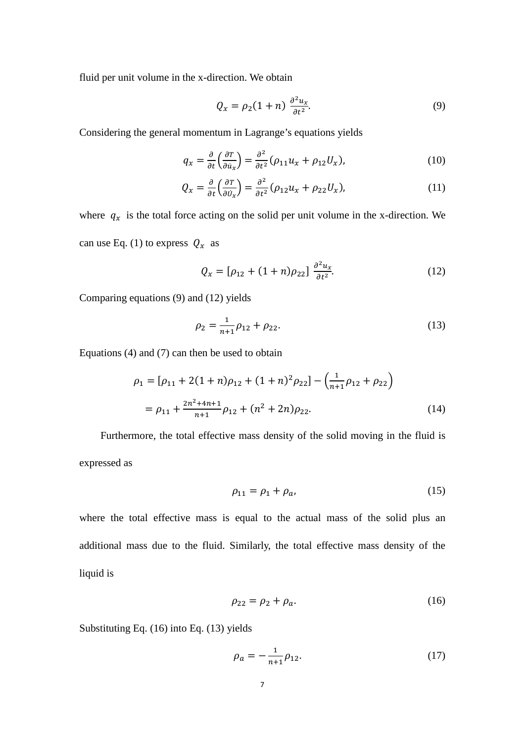fluid per unit volume in the x-direction. We obtain

$$Q_x = \rho_2(1+n)\ \frac{\partial^2 u_x}{\partial t^2}. \tag{9}$$

Considering the general momentum in Lagrange's equations yields

$$q_x = \frac{\partial}{\partial t}\left(\frac{\partial T}{\partial \dot{u}_x}\right) = \frac{\partial^2}{\partial t^2}(\rho_{11}u_x + \rho_{12}U_x), \tag{10}$$

$$Q_x = \frac{\partial}{\partial t}\left(\frac{\partial T}{\partial \dot{U}_x}\right) = \frac{\partial^2}{\partial t^2}(\rho_{12}u_x + \rho_{22}U_x), \tag{11}$$

where $q_x$ is the total force acting on the solid per unit volume in the x-direction. We can use Eq. (1) to express $Q_x$ as

$$Q_x = [\rho_{12} + (1+n)\rho_{22}]\ \frac{\partial^2 u_x}{\partial t^2}. \tag{12}$$

Comparing equations (9) and (12) yields

$$\rho_2 = \frac{1}{n+1}\rho_{12} + \rho_{22}. \tag{13}$$

Equations (4) and (7) can then be used to obtain

$$\begin{aligned}\rho_1 &= [\rho_{11} + 2(1+n)\rho_{12} + (1+n)^2\rho_{22}] - \left(\frac{1}{n+1}\rho_{12} + \rho_{22}\right) \\ &= \rho_{11} + \frac{2n^2+4n+1}{n+1}\rho_{12} + (n^2+2n)\rho_{22}. \end{aligned} \tag{14}$$

Furthermore, the total effective mass density of the solid moving in the fluid is expressed as

$$\rho_{11} = \rho_1 + \rho_a, \tag{15}$$

where the total effective mass is equal to the actual mass of the solid plus an additional mass due to the fluid. Similarly, the total effective mass density of the liquid is

$$\rho_{22} = \rho_2 + \rho_a. \tag{16}$$

Substituting Eq. (16) into Eq. (13) yields

$$\rho_a = -\frac{1}{n+1}\rho_{12}. \tag{17}$$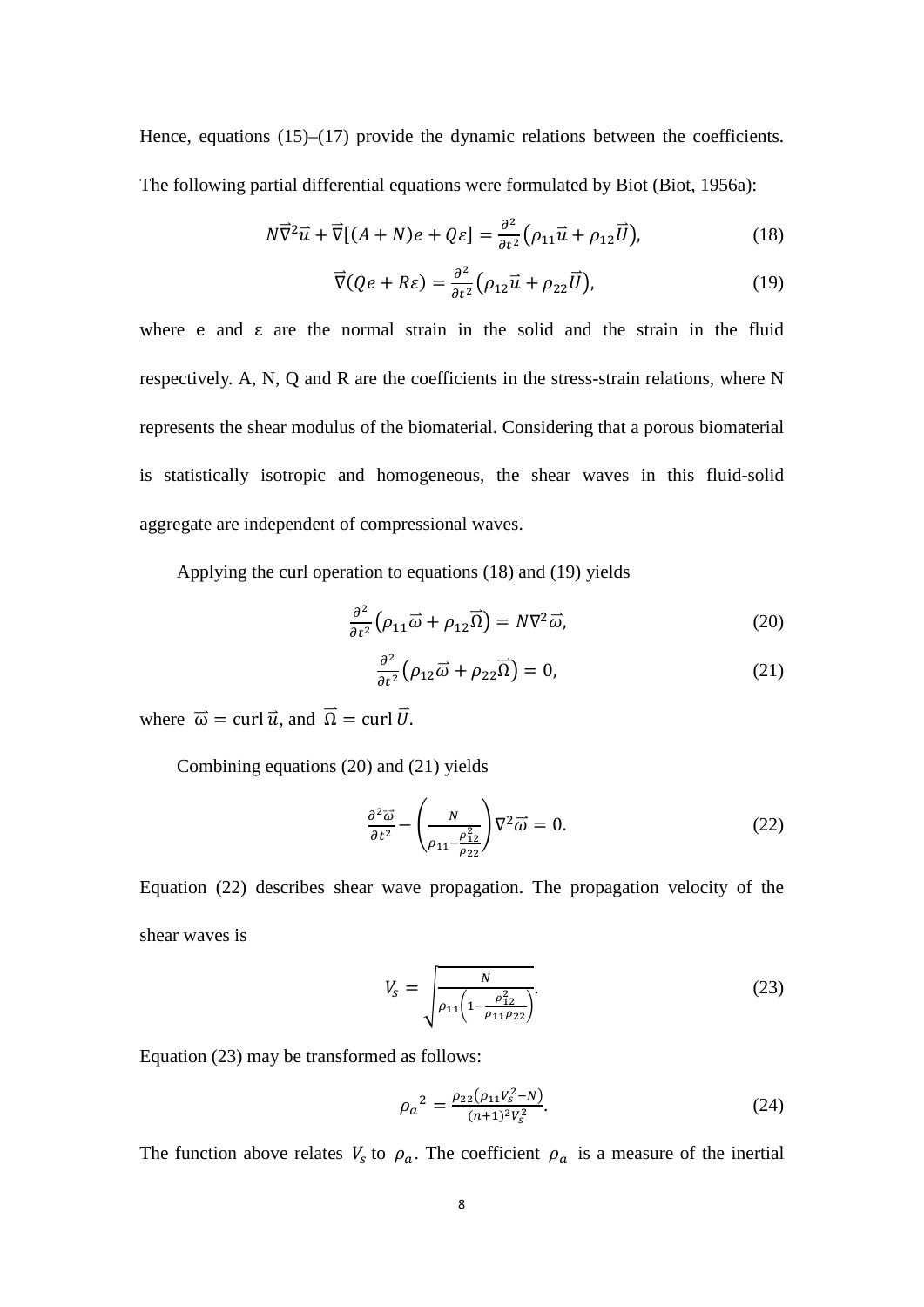Hence, equations (15)–(17) provide the dynamic relations between the coefficients. The following partial differential equations were formulated by Biot (Biot, 1956a):

$$N\vec{\nabla}^2\vec{u} + \vec{\nabla}[(A+N)e + Q\varepsilon] = \frac{\partial^2}{\partial t^2}\left(\rho_{11}\vec{u} + \rho_{12}\vec{U}\right), \tag{18}$$

$$\vec{\nabla}(Qe + R\varepsilon) = \frac{\partial^2}{\partial t^2}\left(\rho_{12}\vec{u} + \rho_{22}\vec{U}\right), \tag{19}$$

where e and ε are the normal strain in the solid and the strain in the fluid respectively. A, N, Q and R are the coefficients in the stress-strain relations, where N represents the shear modulus of the biomaterial. Considering that a porous biomaterial is statistically isotropic and homogeneous, the shear waves in this fluid-solid aggregate are independent of compressional waves.

Applying the curl operation to equations (18) and (19) yields

$$\frac{\partial^2}{\partial t^2}\left(\rho_{11}\vec{\omega} + \rho_{12}\vec{\Omega}\right) = N\nabla^2\vec{\omega}, \tag{20}$$

$$\frac{\partial^2}{\partial t^2}\left(\rho_{12}\vec{\omega} + \rho_{22}\vec{\Omega}\right) = 0, \tag{21}$$

where $\vec{\omega} = \text{curl}\,\vec{u}$, and $\vec{\Omega} = \text{curl}\,\vec{U}$.

Combining equations (20) and (21) yields

$$\frac{\partial^2\vec{\omega}}{\partial t^2} - \left(\frac{N}{\rho_{11} - \frac{\rho_{12}^2}{\rho_{22}}}\right)\nabla^2\vec{\omega} = 0. \tag{22}$$

Equation (22) describes shear wave propagation. The propagation velocity of the shear waves is

$$V_s = \sqrt{\frac{N}{\rho_{11}\left(1 - \frac{\rho_{12}^2}{\rho_{11}\rho_{22}}\right)}}. \tag{23}$$

Equation (23) may be transformed as follows:

$${\rho_a}^2 = \frac{\rho_{22}\left(\rho_{11}V_s^2 - N\right)}{(n+1)^2 V_s^2}. \tag{24}$$

The function above relates $V_s$ to $\rho_a$. The coefficient $\rho_a$ is a measure of the inertial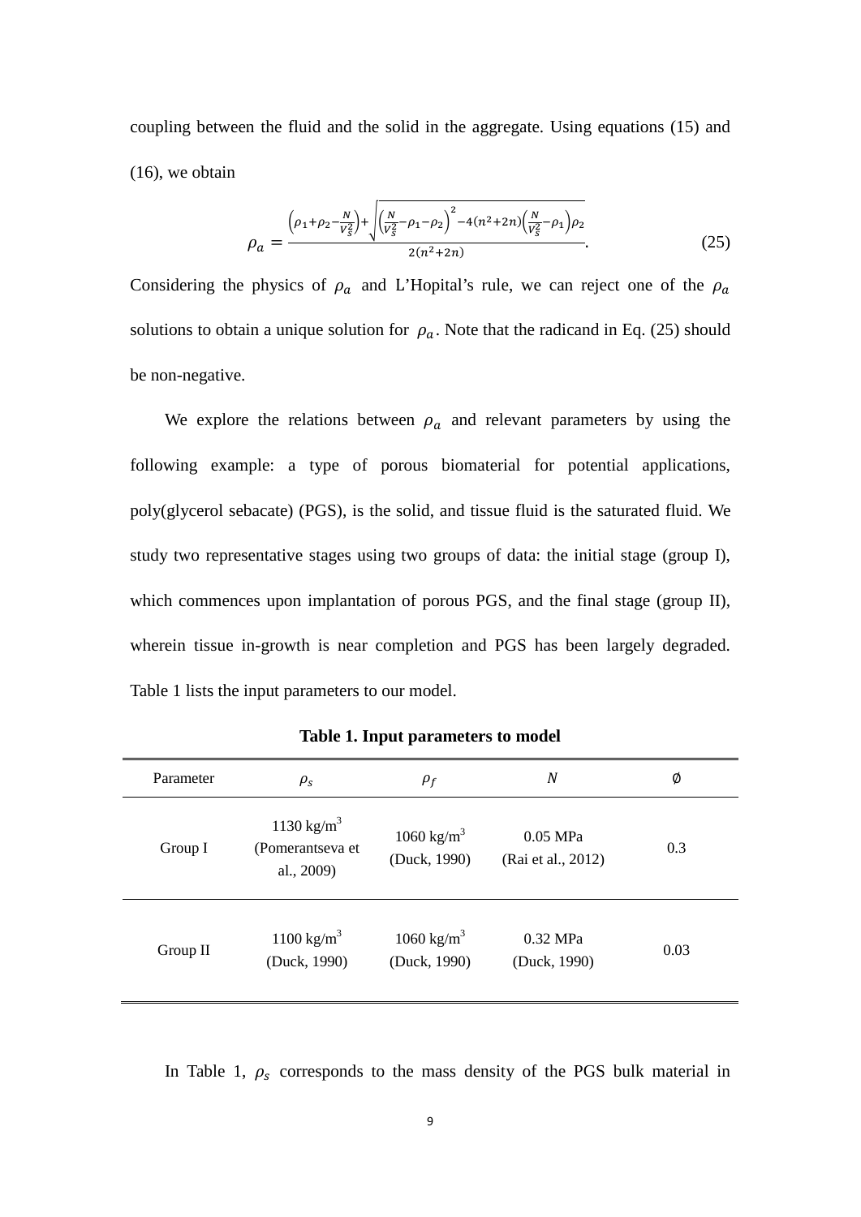coupling between the fluid and the solid in the aggregate. Using equations (15) and (16), we obtain

$$\rho_a = \frac{\left(\rho_1+\rho_2-\frac{N}{V_S^2}\right)+\sqrt{\left(\frac{N}{V_S^2}-\rho_1-\rho_2\right)^2-4(n^2+2n)\left(\frac{N}{V_S^2}-\rho_1\right)\rho_2}}{2(n^2+2n)}. \tag{25}$$

Considering the physics of $\rho_a$ and L'Hopital's rule, we can reject one of the $\rho_a$ solutions to obtain a unique solution for $\rho_a$. Note that the radicand in Eq. (25) should be non-negative.

We explore the relations between $\rho_a$ and relevant parameters by using the following example: a type of porous biomaterial for potential applications, poly(glycerol sebacate) (PGS), is the solid, and tissue fluid is the saturated fluid. We study two representative stages using two groups of data: the initial stage (group I), which commences upon implantation of porous PGS, and the final stage (group II), wherein tissue in-growth is near completion and PGS has been largely degraded. Table 1 lists the input parameters to our model.

**Table 1. Input parameters to model**

| Parameter | $\rho_s$ | $\rho_f$ | $N$ | $\emptyset$ |
|---|---|---|---|---|
| Group I | 1130 kg/m$^3$ (Pomerantseva et al., 2009) | 1060 kg/m$^3$ (Duck, 1990) | 0.05 MPa (Rai et al., 2012) | 0.3 |
| Group II | 1100 kg/m$^3$ (Duck, 1990) | 1060 kg/m$^3$ (Duck, 1990) | 0.32 MPa (Duck, 1990) | 0.03 |

In Table 1, $\rho_s$ corresponds to the mass density of the PGS bulk material in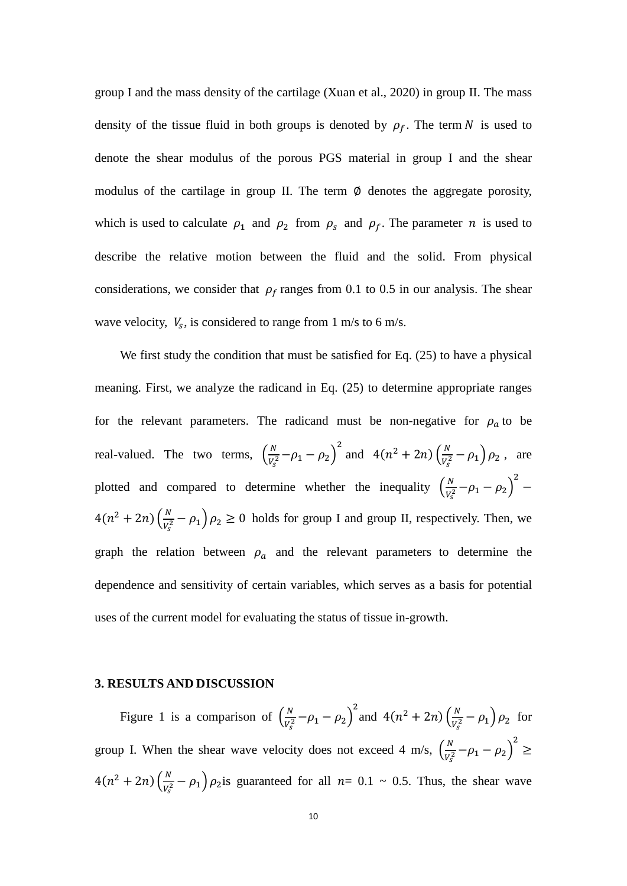group I and the mass density of the cartilage (Xuan et al., 2020) in group II. The mass density of the tissue fluid in both groups is denoted by $\rho_f$. The term $N$ is used to denote the shear modulus of the porous PGS material in group I and the shear modulus of the cartilage in group II. The term $\emptyset$ denotes the aggregate porosity, which is used to calculate $\rho_1$ and $\rho_2$ from $\rho_s$ and $\rho_f$. The parameter $n$ is used to describe the relative motion between the fluid and the solid. From physical considerations, we consider that $\rho_f$ ranges from 0.1 to 0.5 in our analysis. The shear wave velocity, $V_s$, is considered to range from 1 m/s to 6 m/s.

We first study the condition that must be satisfied for Eq. (25) to have a physical meaning. First, we analyze the radicand in Eq. (25) to determine appropriate ranges for the relevant parameters. The radicand must be non-negative for $\rho_a$ to be real-valued. The two terms, $\left(\frac{N}{V_s^2} - \rho_1 - \rho_2\right)^2$ and $4(n^2 + 2n)\left(\frac{N}{V_s^2} - \rho_1\right)\rho_2$, are plotted and compared to determine whether the inequality $\left(\frac{N}{V_s^2} - \rho_1 - \rho_2\right)^2 - 4(n^2 + 2n)\left(\frac{N}{V_s^2} - \rho_1\right)\rho_2 \geq 0$ holds for group I and group II, respectively. Then, we graph the relation between $\rho_a$ and the relevant parameters to determine the dependence and sensitivity of certain variables, which serves as a basis for potential uses of the current model for evaluating the status of tissue in-growth.

## 3. RESULTS AND DISCUSSION

Figure 1 is a comparison of $\left(\frac{N}{V_s^2} - \rho_1 - \rho_2\right)^2$ and $4(n^2 + 2n)\left(\frac{N}{V_s^2} - \rho_1\right)\rho_2$ for group I. When the shear wave velocity does not exceed 4 m/s, $\left(\frac{N}{V_s^2} - \rho_1 - \rho_2\right)^2 \geq 4(n^2 + 2n)\left(\frac{N}{V_s^2} - \rho_1\right)\rho_2$ is guaranteed for all $n$= 0.1 ~ 0.5. Thus, the shear wave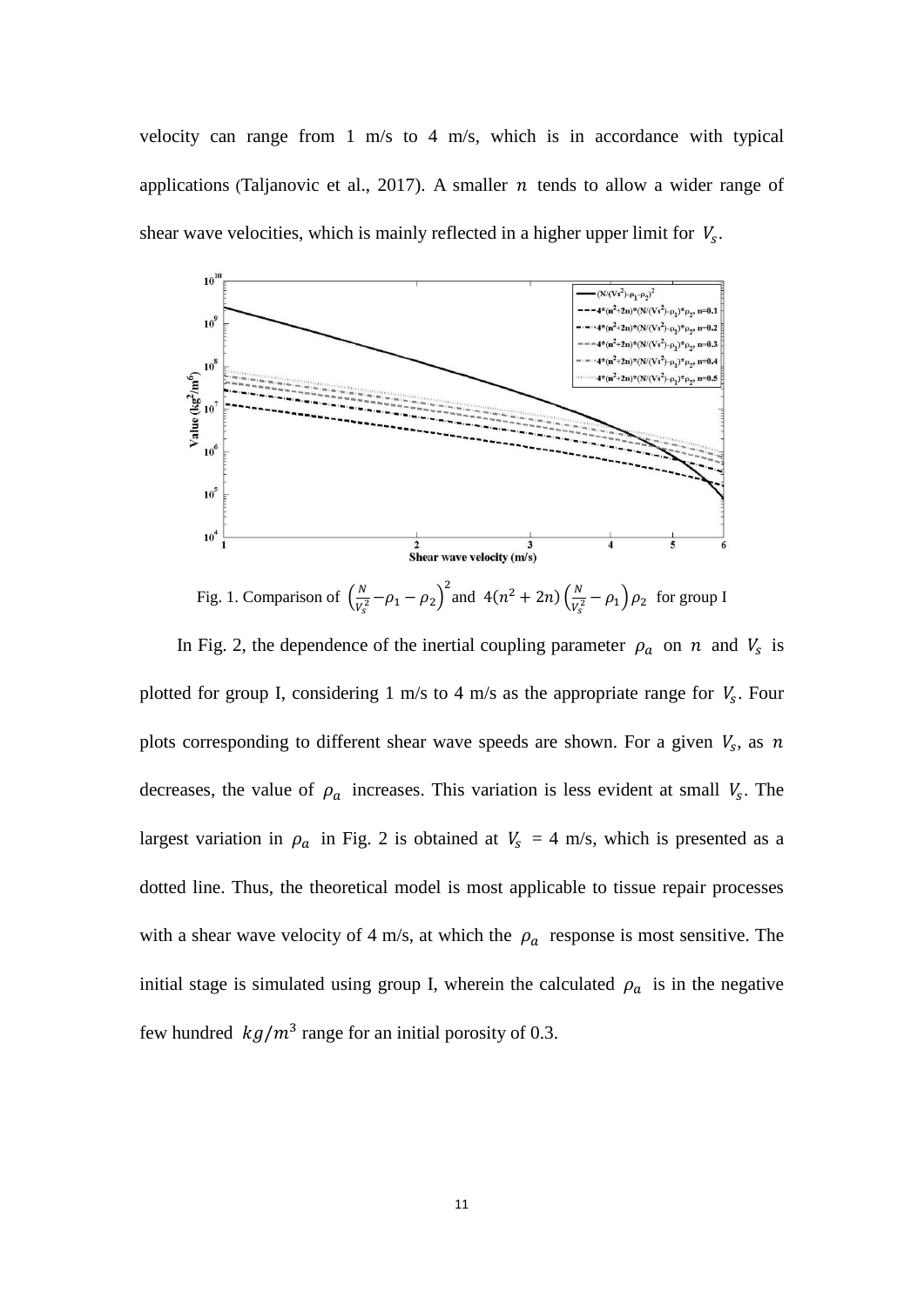velocity can range from 1 m/s to 4 m/s, which is in accordance with typical applications (Taljanovic et al., 2017). A smaller $n$ tends to allow a wider range of shear wave velocities, which is mainly reflected in a higher upper limit for $V_s$.

Fig. 1. Comparison of $\left(\frac{N}{V_s^2}-\rho_1-\rho_2\right)^2$ and $4(n^2+2n)\left(\frac{N}{V_s^2}-\rho_1\right)\rho_2$ for group I

In Fig. 2, the dependence of the inertial coupling parameter $\rho_a$ on $n$ and $V_s$ is plotted for group I, considering 1 m/s to 4 m/s as the appropriate range for $V_s$. Four plots corresponding to different shear wave speeds are shown. For a given $V_s$, as $n$ decreases, the value of $\rho_a$ increases. This variation is less evident at small $V_s$. The largest variation in $\rho_a$ in Fig. 2 is obtained at $V_s$ = 4 m/s, which is presented as a dotted line. Thus, the theoretical model is most applicable to tissue repair processes with a shear wave velocity of 4 m/s, at which the $\rho_a$ response is most sensitive. The initial stage is simulated using group I, wherein the calculated $\rho_a$ is in the negative few hundred $kg/m^3$ range for an initial porosity of 0.3.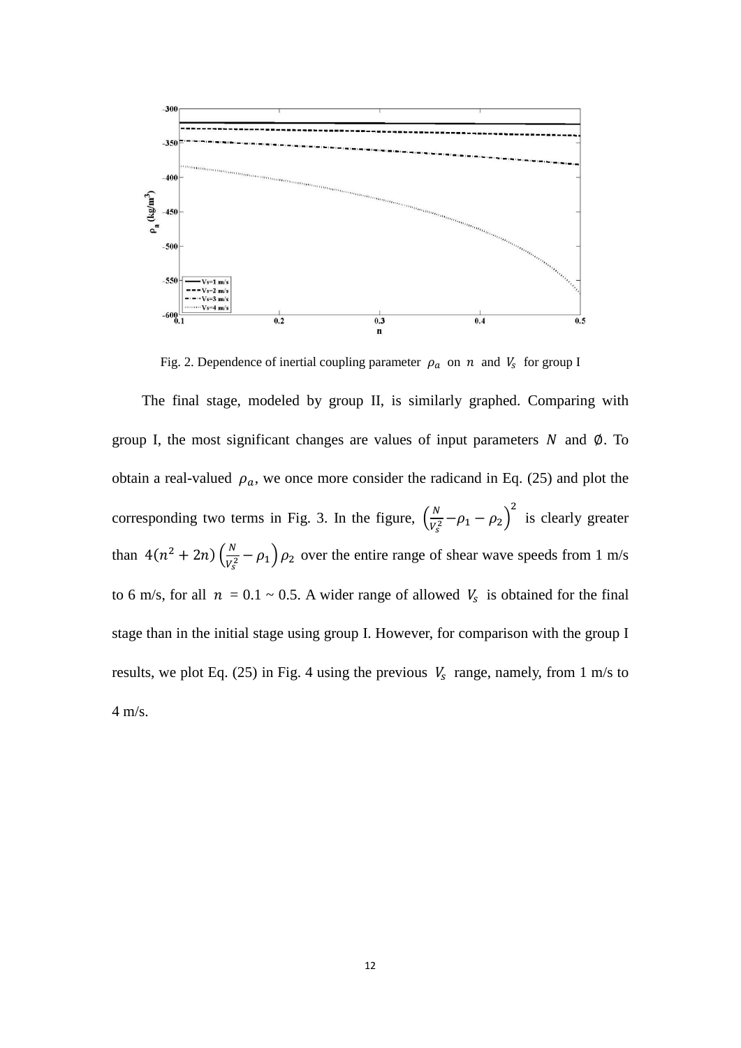Fig. 2. Dependence of inertial coupling parameter $\rho_a$ on $n$ and $V_s$ for group I

The final stage, modeled by group II, is similarly graphed. Comparing with group I, the most significant changes are values of input parameters $N$ and $\emptyset$. To obtain a real-valued $\rho_a$, we once more consider the radicand in Eq. (25) and plot the corresponding two terms in Fig. 3. In the figure, $\left(\frac{N}{V_s^2} - \rho_1 - \rho_2\right)^2$ is clearly greater than $4(n^2 + 2n)\left(\frac{N}{V_s^2} - \rho_1\right)\rho_2$ over the entire range of shear wave speeds from 1 m/s to 6 m/s, for all $n$ = 0.1 ~ 0.5. A wider range of allowed $V_s$ is obtained for the final stage than in the initial stage using group I. However, for comparison with the group I results, we plot Eq. (25) in Fig. 4 using the previous $V_s$ range, namely, from 1 m/s to 4 m/s.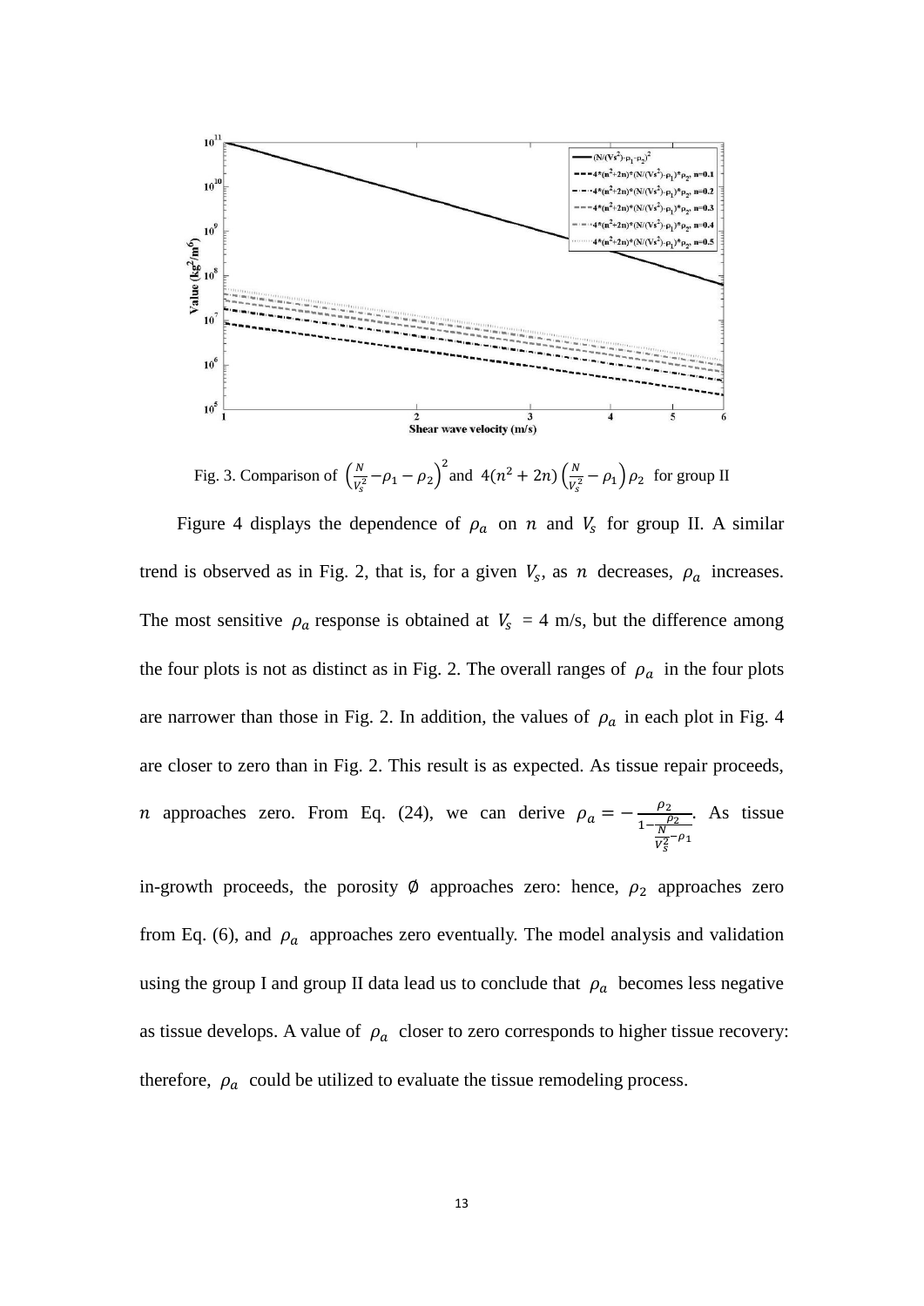Fig. 3. Comparison of $\left(\frac{N}{V_s^2} - \rho_1 - \rho_2\right)^2$ and $4(n^2 + 2n)\left(\frac{N}{V_s^2} - \rho_1\right)\rho_2$ for group II

Figure 4 displays the dependence of $\rho_a$ on $n$ and $V_s$ for group II. A similar trend is observed as in Fig. 2, that is, for a given $V_s$, as $n$ decreases, $\rho_a$ increases. The most sensitive $\rho_a$ response is obtained at $V_s$ = 4 m/s, but the difference among the four plots is not as distinct as in Fig. 2. The overall ranges of $\rho_a$ in the four plots are narrower than those in Fig. 2. In addition, the values of $\rho_a$ in each plot in Fig. 4 are closer to zero than in Fig. 2. This result is as expected. As tissue repair proceeds, $n$ approaches zero. From Eq. (24), we can derive $\rho_a = -\frac{\rho_2}{1 - \frac{\rho_2}{\frac{N}{V_s^2} - \rho_1}}$. As tissue in-growth proceeds, the porosity $\emptyset$ approaches zero: hence, $\rho_2$ approaches zero from Eq. (6), and $\rho_a$ approaches zero eventually. The model analysis and validation using the group I and group II data lead us to conclude that $\rho_a$ becomes less negative as tissue develops. A value of $\rho_a$ closer to zero corresponds to higher tissue recovery: therefore, $\rho_a$ could be utilized to evaluate the tissue remodeling process.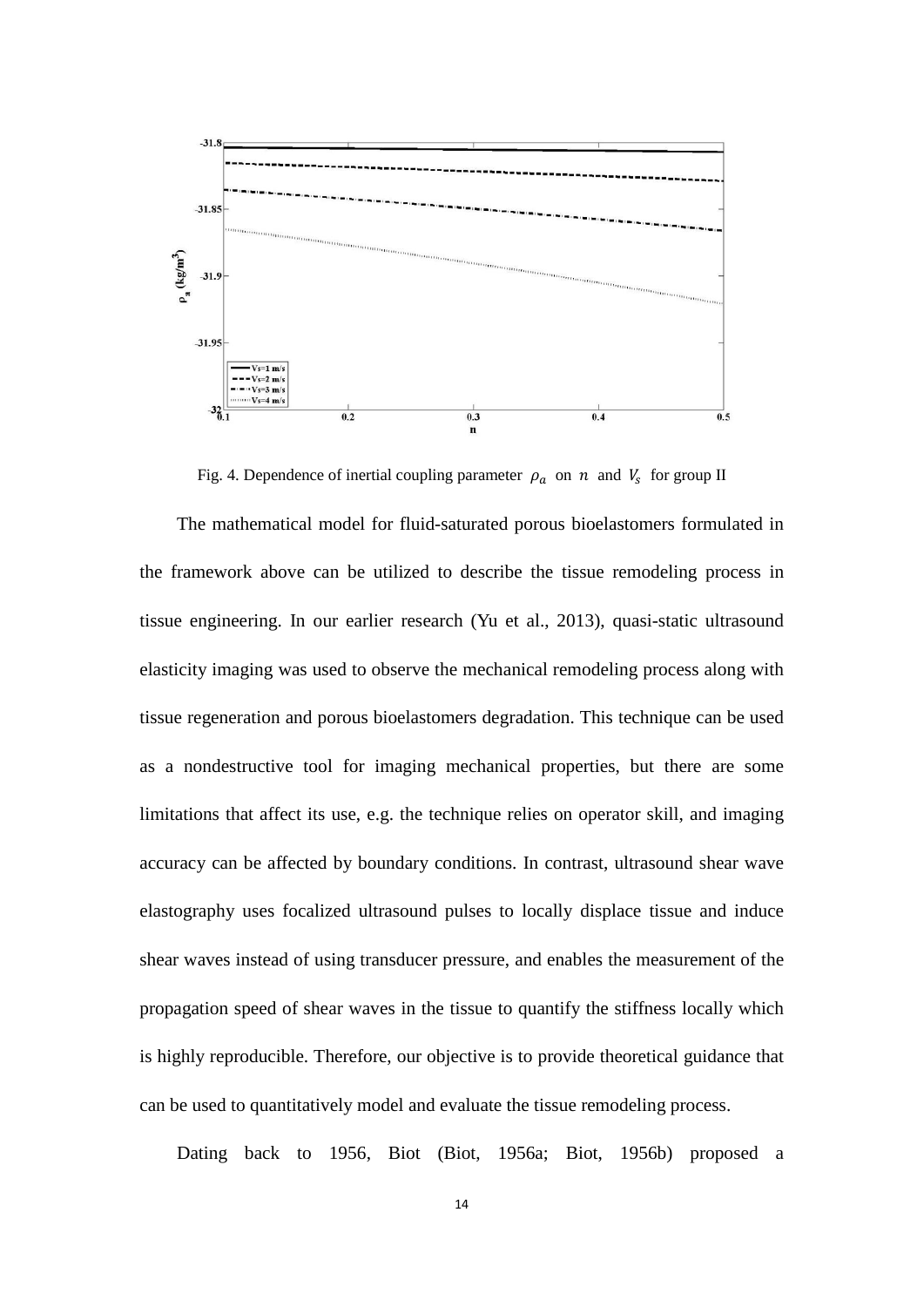Fig. 4. Dependence of inertial coupling parameter $\rho_a$ on $n$ and $V_s$ for group II

The mathematical model for fluid-saturated porous bioelastomers formulated in the framework above can be utilized to describe the tissue remodeling process in tissue engineering. In our earlier research (Yu et al., 2013), quasi-static ultrasound elasticity imaging was used to observe the mechanical remodeling process along with tissue regeneration and porous bioelastomers degradation. This technique can be used as a nondestructive tool for imaging mechanical properties, but there are some limitations that affect its use, e.g. the technique relies on operator skill, and imaging accuracy can be affected by boundary conditions. In contrast, ultrasound shear wave elastography uses focalized ultrasound pulses to locally displace tissue and induce shear waves instead of using transducer pressure, and enables the measurement of the propagation speed of shear waves in the tissue to quantify the stiffness locally which is highly reproducible. Therefore, our objective is to provide theoretical guidance that can be used to quantitatively model and evaluate the tissue remodeling process.

Dating back to 1956, Biot (Biot, 1956a; Biot, 1956b) proposed a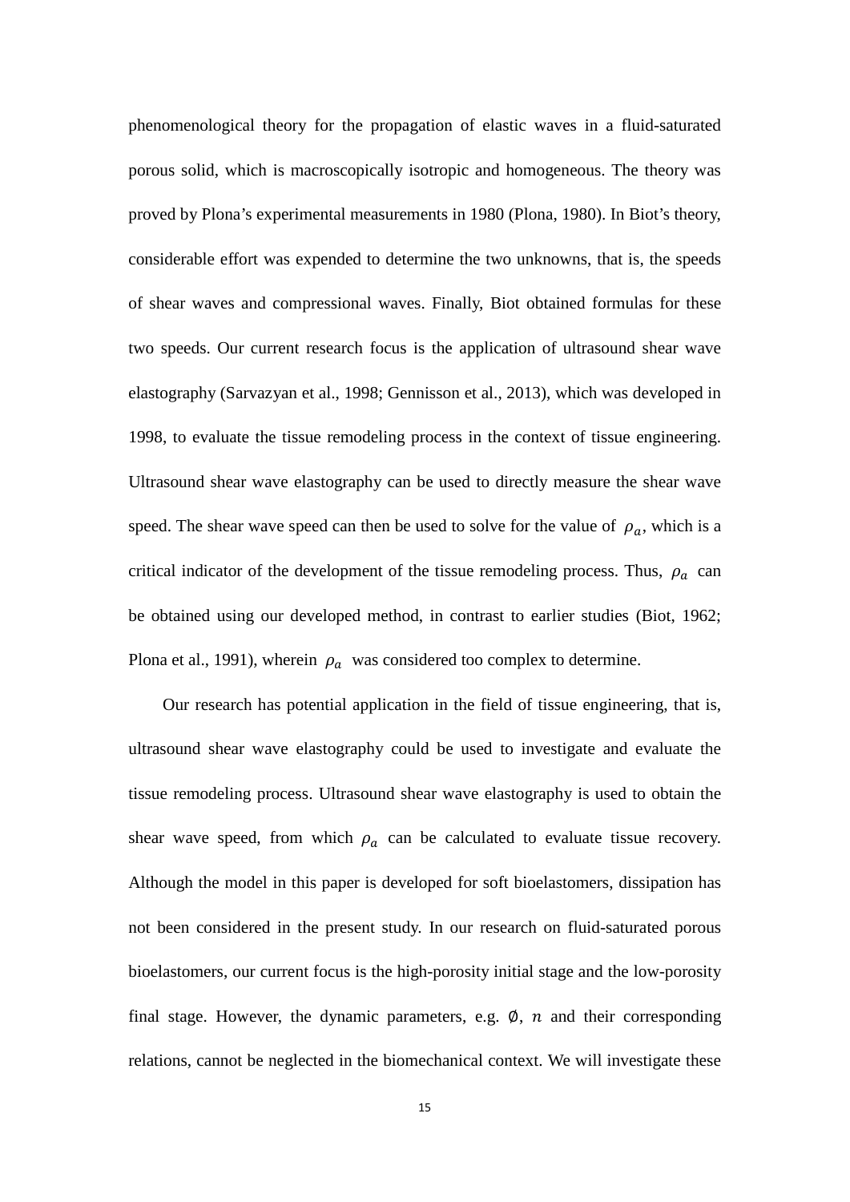phenomenological theory for the propagation of elastic waves in a fluid-saturated porous solid, which is macroscopically isotropic and homogeneous. The theory was proved by Plona's experimental measurements in 1980 (Plona, 1980). In Biot's theory, considerable effort was expended to determine the two unknowns, that is, the speeds of shear waves and compressional waves. Finally, Biot obtained formulas for these two speeds. Our current research focus is the application of ultrasound shear wave elastography (Sarvazyan et al., 1998; Gennisson et al., 2013), which was developed in 1998, to evaluate the tissue remodeling process in the context of tissue engineering. Ultrasound shear wave elastography can be used to directly measure the shear wave speed. The shear wave speed can then be used to solve for the value of $\rho_a$, which is a critical indicator of the development of the tissue remodeling process. Thus, $\rho_a$ can be obtained using our developed method, in contrast to earlier studies (Biot, 1962; Plona et al., 1991), wherein $\rho_a$ was considered too complex to determine.

Our research has potential application in the field of tissue engineering, that is, ultrasound shear wave elastography could be used to investigate and evaluate the tissue remodeling process. Ultrasound shear wave elastography is used to obtain the shear wave speed, from which $\rho_a$ can be calculated to evaluate tissue recovery. Although the model in this paper is developed for soft bioelastomers, dissipation has not been considered in the present study. In our research on fluid-saturated porous bioelastomers, our current focus is the high-porosity initial stage and the low-porosity final stage. However, the dynamic parameters, e.g. $\emptyset$, $n$ and their corresponding relations, cannot be neglected in the biomechanical context. We will investigate these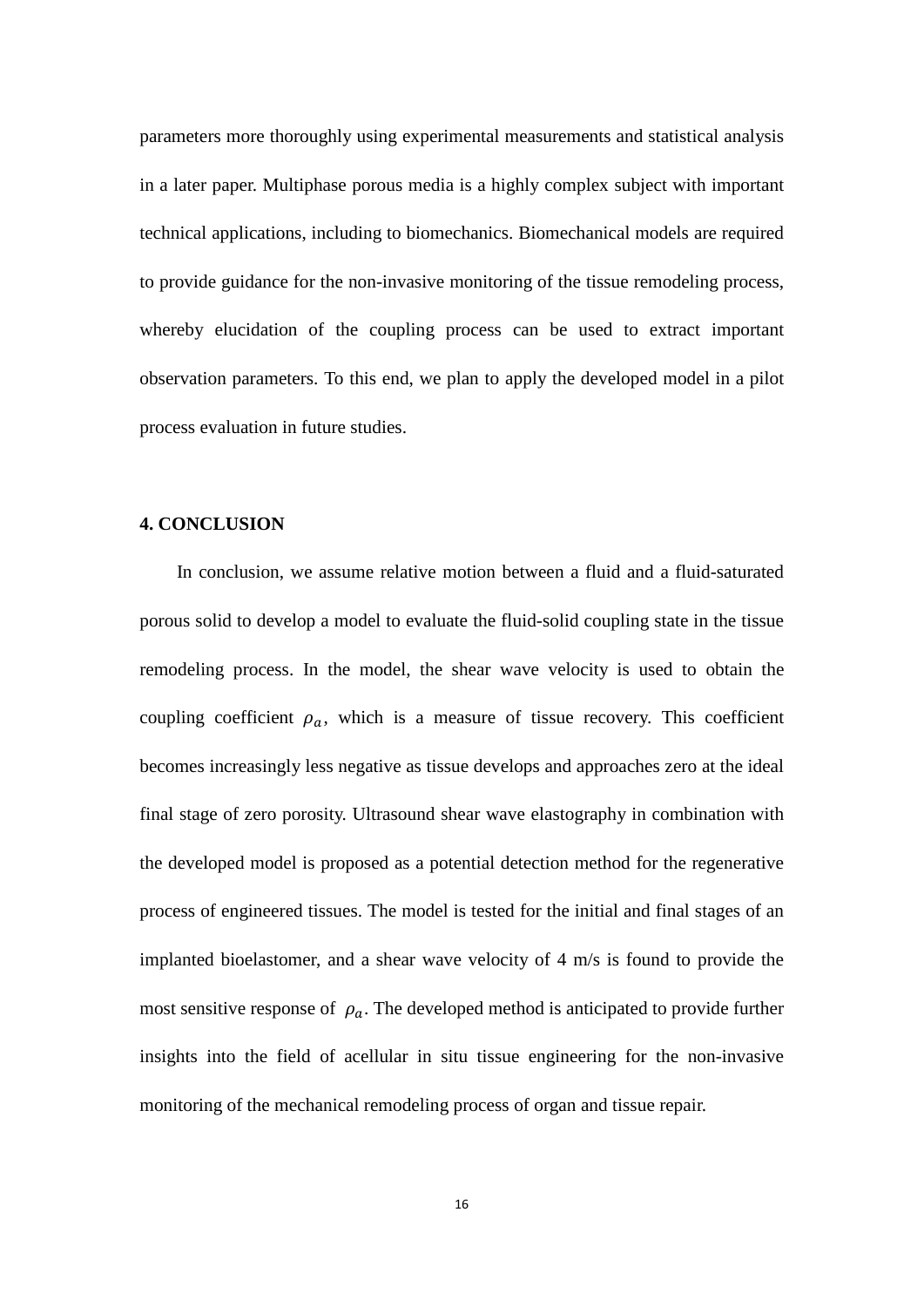parameters more thoroughly using experimental measurements and statistical analysis in a later paper. Multiphase porous media is a highly complex subject with important technical applications, including to biomechanics. Biomechanical models are required to provide guidance for the non-invasive monitoring of the tissue remodeling process, whereby elucidation of the coupling process can be used to extract important observation parameters. To this end, we plan to apply the developed model in a pilot process evaluation in future studies.

## 4. CONCLUSION

In conclusion, we assume relative motion between a fluid and a fluid-saturated porous solid to develop a model to evaluate the fluid-solid coupling state in the tissue remodeling process. In the model, the shear wave velocity is used to obtain the coupling coefficient $\rho_a$, which is a measure of tissue recovery. This coefficient becomes increasingly less negative as tissue develops and approaches zero at the ideal final stage of zero porosity. Ultrasound shear wave elastography in combination with the developed model is proposed as a potential detection method for the regenerative process of engineered tissues. The model is tested for the initial and final stages of an implanted bioelastomer, and a shear wave velocity of 4 m/s is found to provide the most sensitive response of $\rho_a$. The developed method is anticipated to provide further insights into the field of acellular in situ tissue engineering for the non-invasive monitoring of the mechanical remodeling process of organ and tissue repair.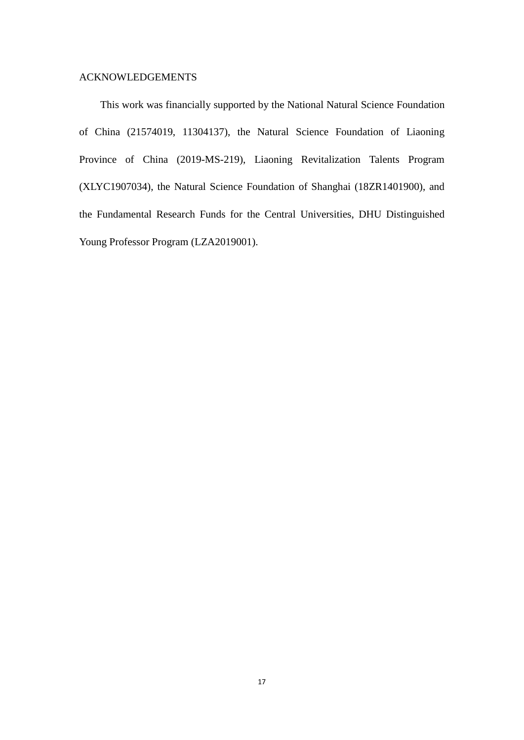## ACKNOWLEDGEMENTS

This work was financially supported by the National Natural Science Foundation of China (21574019, 11304137), the Natural Science Foundation of Liaoning Province of China (2019-MS-219), Liaoning Revitalization Talents Program (XLYC1907034), the Natural Science Foundation of Shanghai (18ZR1401900), and the Fundamental Research Funds for the Central Universities, DHU Distinguished Young Professor Program (LZA2019001).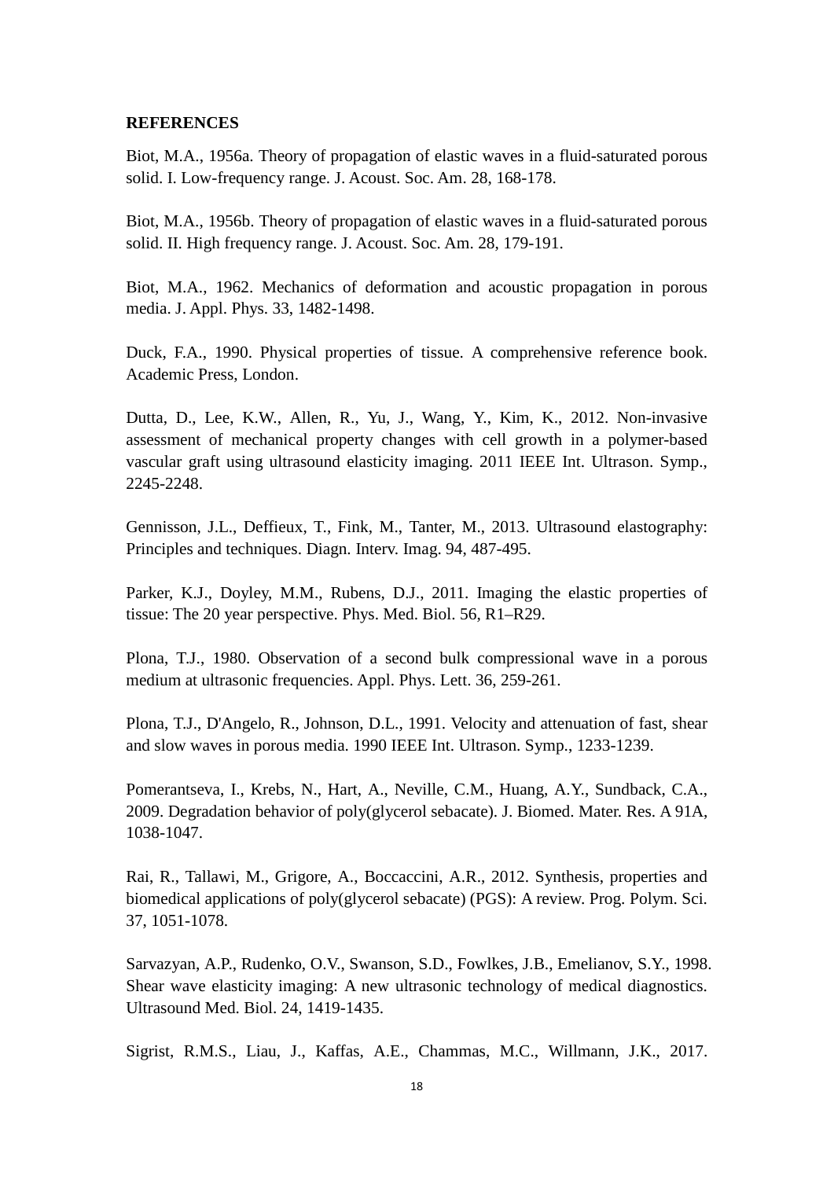## REFERENCES

Biot, M.A., 1956a. Theory of propagation of elastic waves in a fluid-saturated porous solid. I. Low-frequency range. J. Acoust. Soc. Am. 28, 168-178.

Biot, M.A., 1956b. Theory of propagation of elastic waves in a fluid-saturated porous solid. II. High frequency range. J. Acoust. Soc. Am. 28, 179-191.

Biot, M.A., 1962. Mechanics of deformation and acoustic propagation in porous media. J. Appl. Phys. 33, 1482-1498.

Duck, F.A., 1990. Physical properties of tissue. A comprehensive reference book. Academic Press, London.

Dutta, D., Lee, K.W., Allen, R., Yu, J., Wang, Y., Kim, K., 2012. Non-invasive assessment of mechanical property changes with cell growth in a polymer-based vascular graft using ultrasound elasticity imaging. 2011 IEEE Int. Ultrason. Symp., 2245-2248.

Gennisson, J.L., Deffieux, T., Fink, M., Tanter, M., 2013. Ultrasound elastography: Principles and techniques. Diagn. Interv. Imag. 94, 487-495.

Parker, K.J., Doyley, M.M., Rubens, D.J., 2011. Imaging the elastic properties of tissue: The 20 year perspective. Phys. Med. Biol. 56, R1–R29.

Plona, T.J., 1980. Observation of a second bulk compressional wave in a porous medium at ultrasonic frequencies. Appl. Phys. Lett. 36, 259-261.

Plona, T.J., D'Angelo, R., Johnson, D.L., 1991. Velocity and attenuation of fast, shear and slow waves in porous media. 1990 IEEE Int. Ultrason. Symp., 1233-1239.

Pomerantseva, I., Krebs, N., Hart, A., Neville, C.M., Huang, A.Y., Sundback, C.A., 2009. Degradation behavior of poly(glycerol sebacate). J. Biomed. Mater. Res. A 91A, 1038-1047.

Rai, R., Tallawi, M., Grigore, A., Boccaccini, A.R., 2012. Synthesis, properties and biomedical applications of poly(glycerol sebacate) (PGS): A review. Prog. Polym. Sci. 37, 1051-1078.

Sarvazyan, A.P., Rudenko, O.V., Swanson, S.D., Fowlkes, J.B., Emelianov, S.Y., 1998. Shear wave elasticity imaging: A new ultrasonic technology of medical diagnostics. Ultrasound Med. Biol. 24, 1419-1435.

Sigrist, R.M.S., Liau, J., Kaffas, A.E., Chammas, M.C., Willmann, J.K., 2017.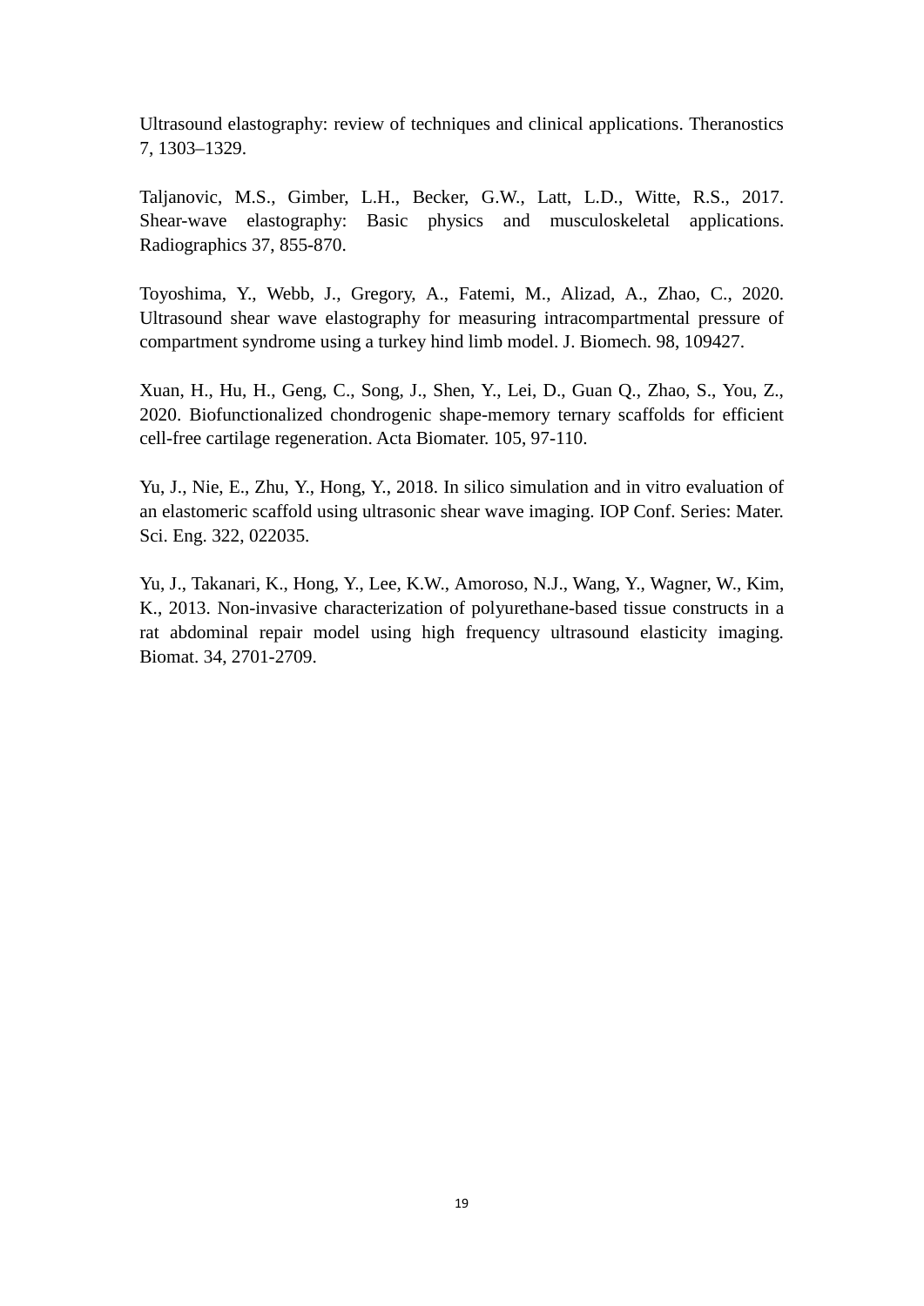Ultrasound elastography: review of techniques and clinical applications. Theranostics 7, 1303–1329.

Taljanovic, M.S., Gimber, L.H., Becker, G.W., Latt, L.D., Witte, R.S., 2017. Shear-wave elastography: Basic physics and musculoskeletal applications. Radiographics 37, 855-870.

Toyoshima, Y., Webb, J., Gregory, A., Fatemi, M., Alizad, A., Zhao, C., 2020. Ultrasound shear wave elastography for measuring intracompartmental pressure of compartment syndrome using a turkey hind limb model. J. Biomech. 98, 109427.

Xuan, H., Hu, H., Geng, C., Song, J., Shen, Y., Lei, D., Guan Q., Zhao, S., You, Z., 2020. Biofunctionalized chondrogenic shape-memory ternary scaffolds for efficient cell-free cartilage regeneration. Acta Biomater. 105, 97-110.

Yu, J., Nie, E., Zhu, Y., Hong, Y., 2018. In silico simulation and in vitro evaluation of an elastomeric scaffold using ultrasonic shear wave imaging. IOP Conf. Series: Mater. Sci. Eng. 322, 022035.

Yu, J., Takanari, K., Hong, Y., Lee, K.W., Amoroso, N.J., Wang, Y., Wagner, W., Kim, K., 2013. Non-invasive characterization of polyurethane-based tissue constructs in a rat abdominal repair model using high frequency ultrasound elasticity imaging. Biomat. 34, 2701-2709.